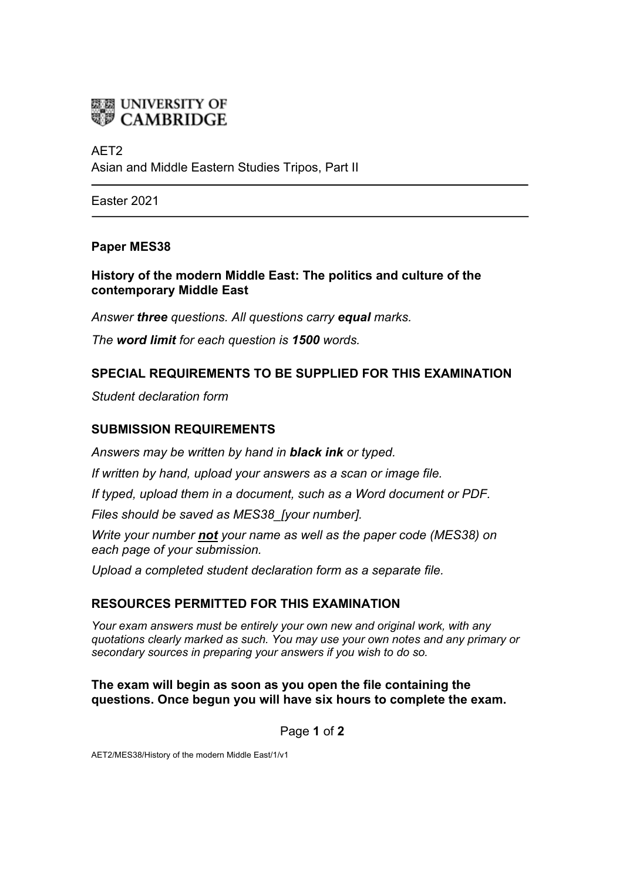UNIVERSITY OF CAMBRIDGE

AET2
Asian and Middle Eastern Studies Tripos, Part II

---

Easter 2021

---

**Paper MES38**

**History of the modern Middle East: The politics and culture of the contemporary Middle East**

*Answer **three** questions. All questions carry **equal** marks.*

*The **word limit** for each question is **1500** words.*

## SPECIAL REQUIREMENTS TO BE SUPPLIED FOR THIS EXAMINATION

*Student declaration form*

## SUBMISSION REQUIREMENTS

*Answers may be written by hand in **black ink** or typed.*

*If written by hand, upload your answers as a scan or image file.*

*If typed, upload them in a document, such as a Word document or PDF.*

*Files should be saved as MES38_[your number].*

*Write your number **not** your name as well as the paper code (MES38) on each page of your submission.*

*Upload a completed student declaration form as a separate file.*

## RESOURCES PERMITTED FOR THIS EXAMINATION

*Your exam answers must be entirely your own new and original work, with any quotations clearly marked as such. You may use your own notes and any primary or secondary sources in preparing your answers if you wish to do so.*

**The exam will begin as soon as you open the file containing the questions. Once begun you will have six hours to complete the exam.**

AET2/MES38/History of the modern Middle East/1/v1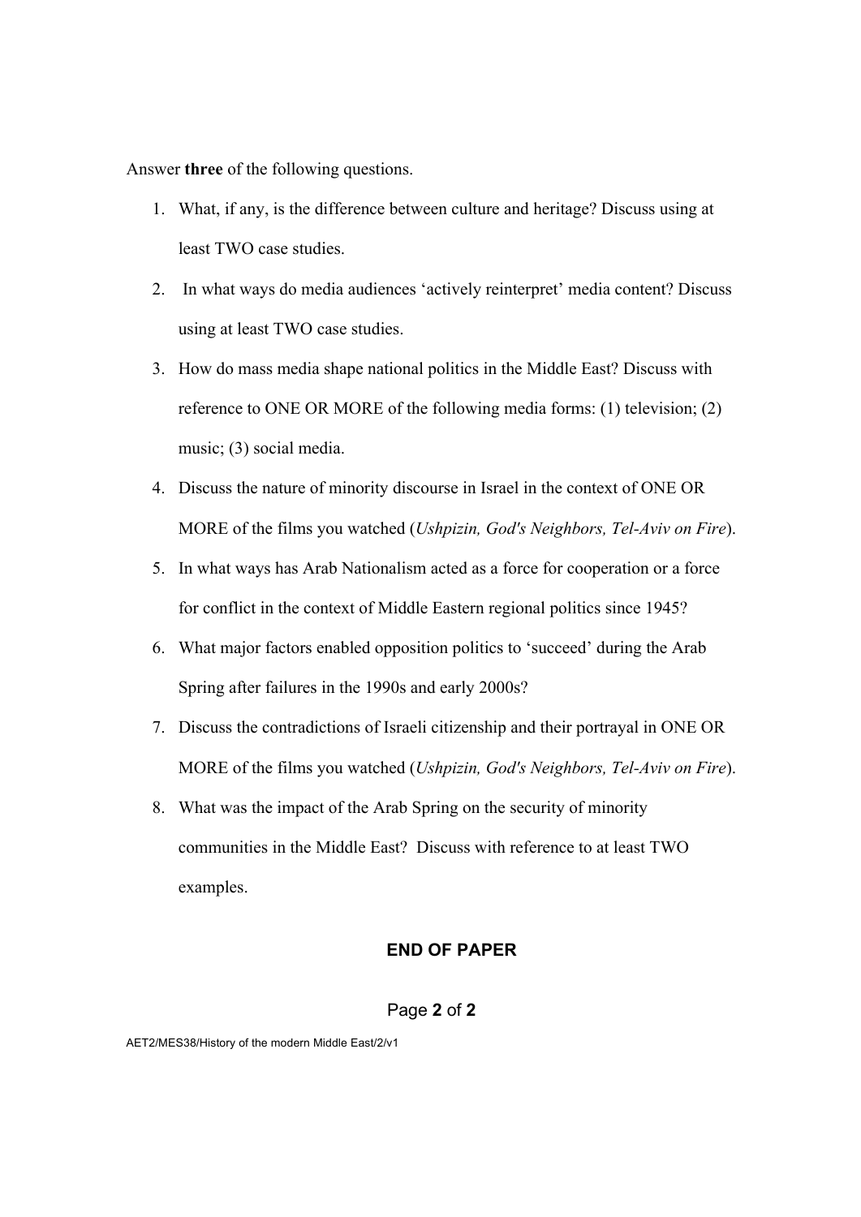Answer **three** of the following questions.

1. What, if any, is the difference between culture and heritage? Discuss using at least TWO case studies.
2. In what ways do media audiences 'actively reinterpret' media content? Discuss using at least TWO case studies.
3. How do mass media shape national politics in the Middle East? Discuss with reference to ONE OR MORE of the following media forms: (1) television; (2) music; (3) social media.
4. Discuss the nature of minority discourse in Israel in the context of ONE OR MORE of the films you watched (*Ushpizin, God's Neighbors, Tel-Aviv on Fire*).
5. In what ways has Arab Nationalism acted as a force for cooperation or a force for conflict in the context of Middle Eastern regional politics since 1945?
6. What major factors enabled opposition politics to 'succeed' during the Arab Spring after failures in the 1990s and early 2000s?
7. Discuss the contradictions of Israeli citizenship and their portrayal in ONE OR MORE of the films you watched (*Ushpizin, God's Neighbors, Tel-Aviv on Fire*).
8. What was the impact of the Arab Spring on the security of minority communities in the Middle East? Discuss with reference to at least TWO examples.

**END OF PAPER**